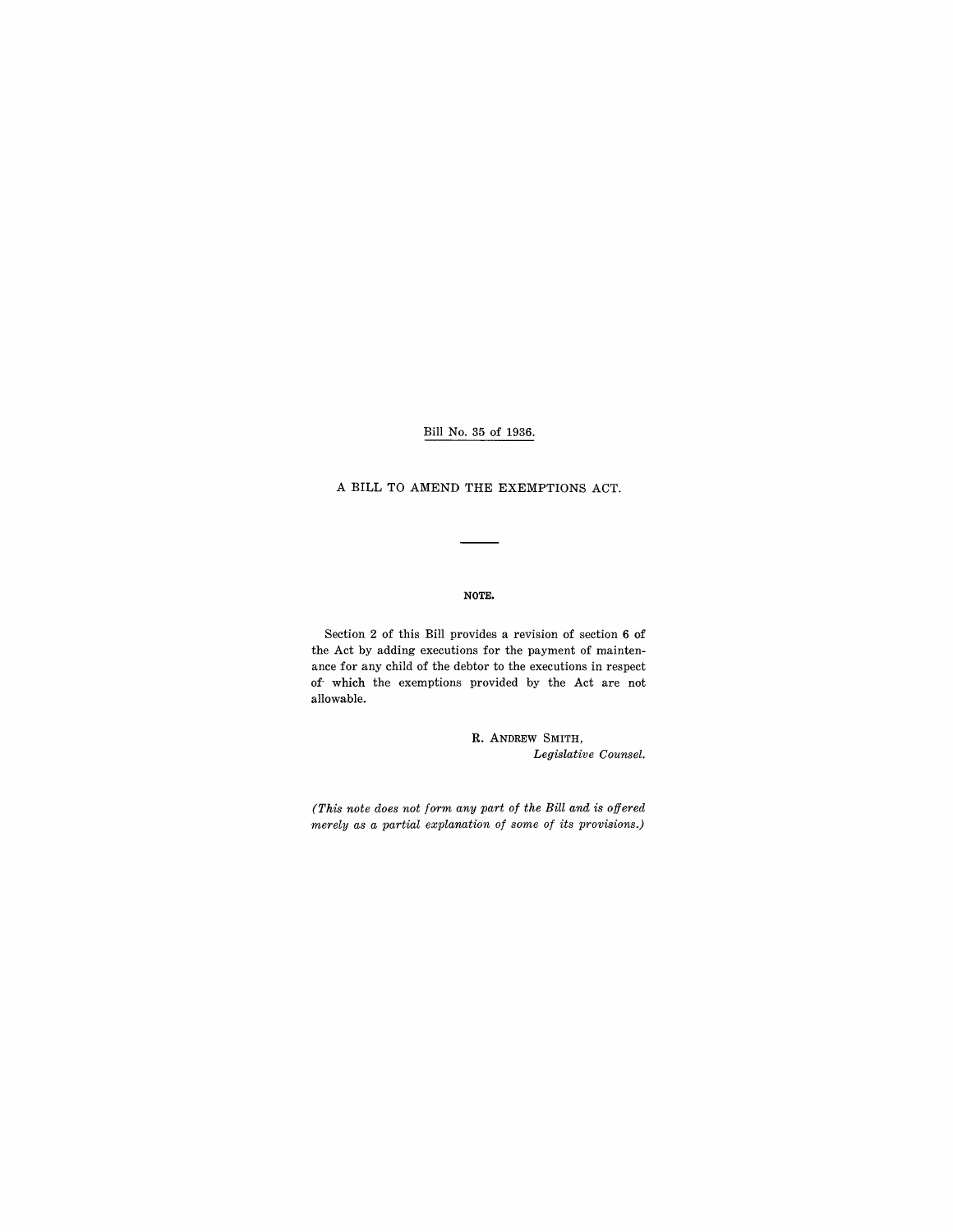Bill No. 35 of 1936.

A BILL TO AMEND THE EXEMPTIONS ACT.

---

**NOTE.**

Section 2 of this Bill provides a revision of section 6 of the Act by adding executions for the payment of maintenance for any child of the debtor to the executions in respect of which the exemptions provided by the Act are not allowable.

R. ANDREW SMITH,
*Legislative Counsel.*

*(This note does not form any part of the Bill and is offered merely as a partial explanation of some of its provisions.)*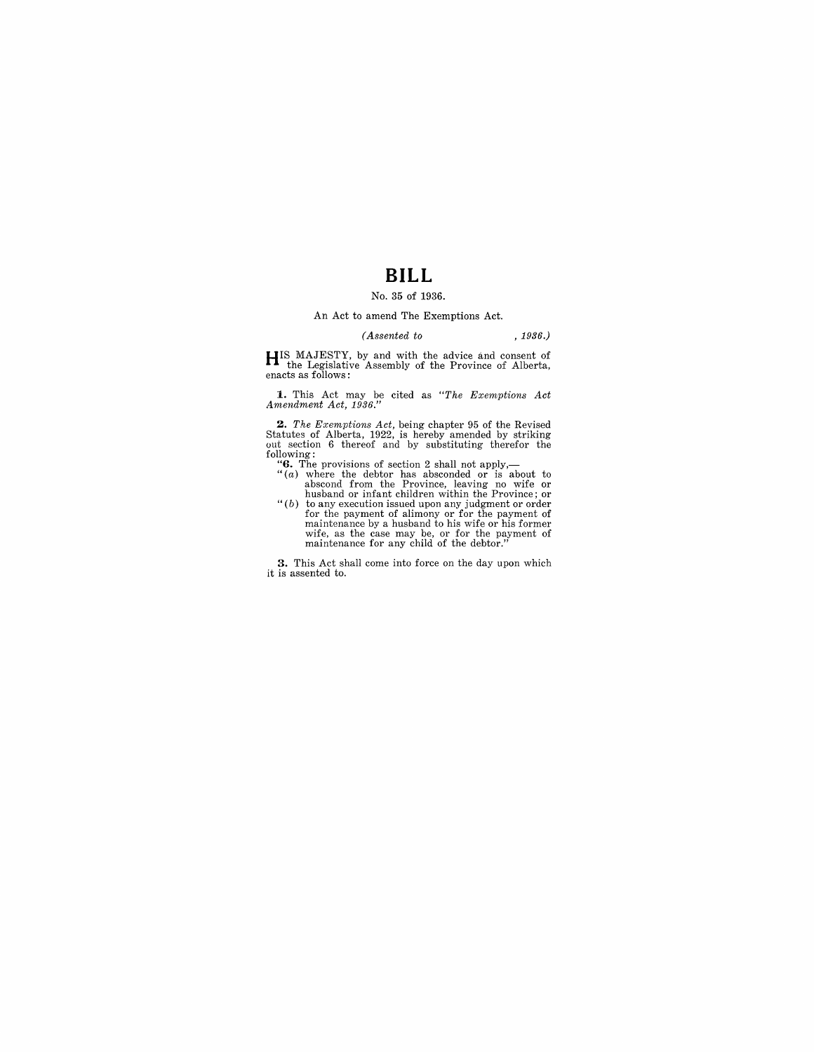# BILL

No. 35 of 1936.

An Act to amend The Exemptions Act.

*(Assented to , 1936.)*

HIS MAJESTY, by and with the advice and consent of the Legislative Assembly of the Province of Alberta, enacts as follows:

**1.** This Act may be cited as "*The Exemptions Act Amendment Act, 1936.*"

**2.** *The Exemptions Act*, being chapter 95 of the Revised Statutes of Alberta, 1922, is hereby amended by striking out section 6 thereof and by substituting therefor the following:

"**6.** The provisions of section 2 shall not apply,—

"(*a*) where the debtor has absconded or is about to abscond from the Province, leaving no wife or husband or infant children within the Province; or

"(*b*) to any execution issued upon any judgment or order for the payment of alimony or for the payment of maintenance by a husband to his wife or his former wife, as the case may be, or for the payment of maintenance for any child of the debtor."

**3.** This Act shall come into force on the day upon which it is assented to.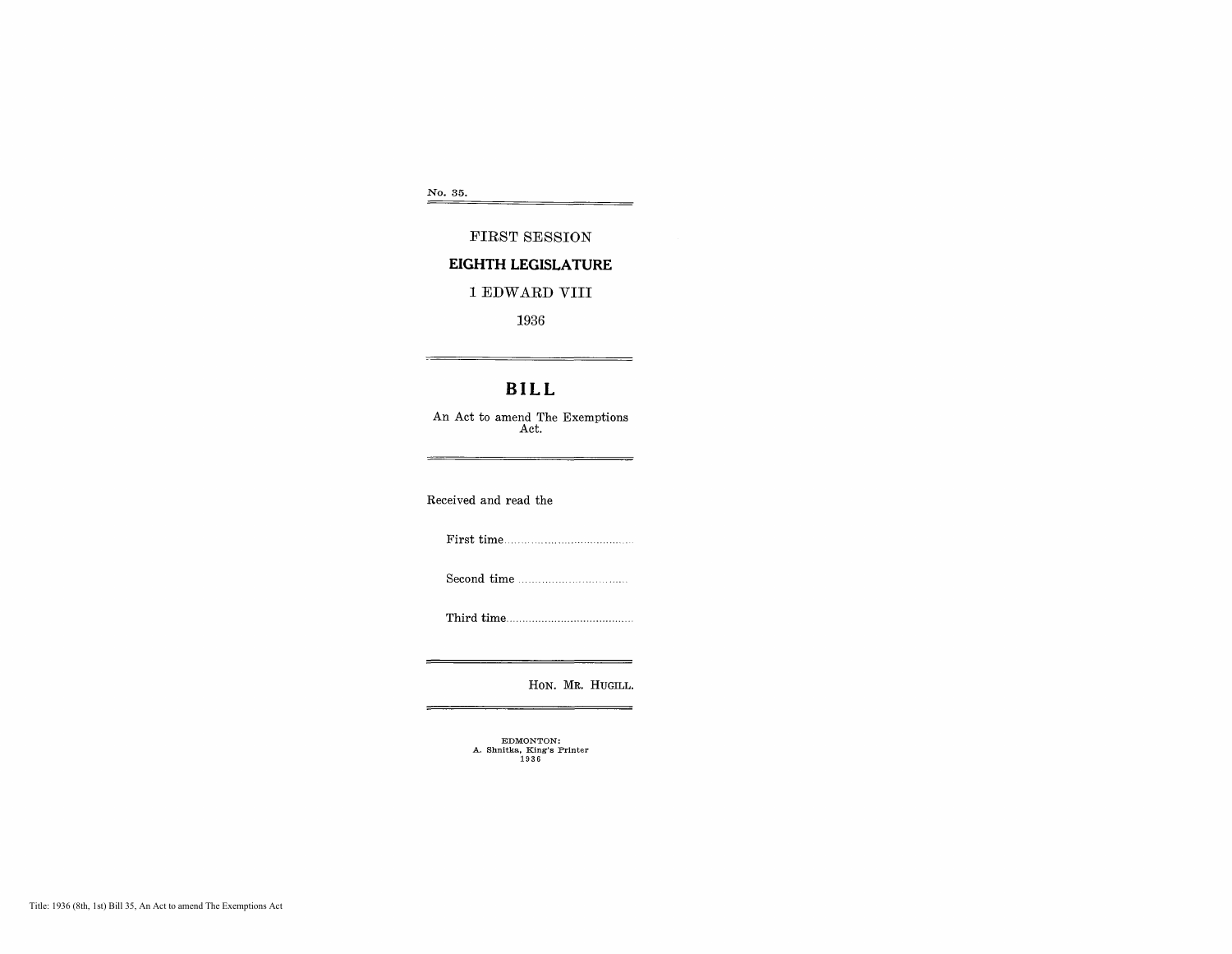No. 35.

FIRST SESSION

**EIGHTH LEGISLATURE**

1 EDWARD VIII

1936

# BILL

An Act to amend The Exemptions Act.

Received and read the

First time.......................................

Second time ..................................

Third time.......................................

HON. MR. HUGILL.

EDMONTON:
A. Shnitka, King's Printer
1936

Title: 1936 (8th, 1st) Bill 35, An Act to amend The Exemptions Act